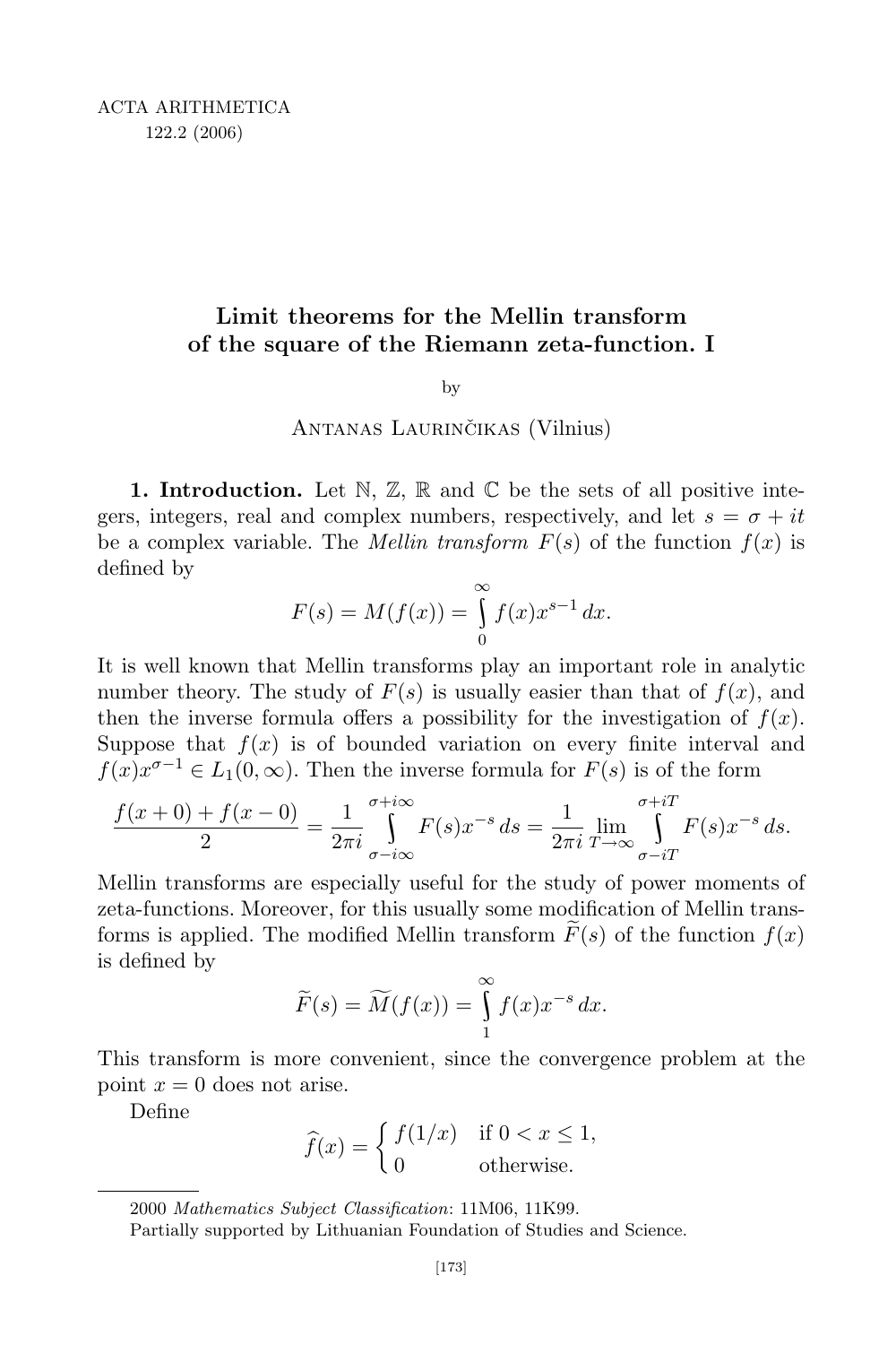# Limit theorems for the Mellin transform of the square of the Riemann zeta-function. I

by

Antanas Laurinčikas (Vilnius)

**1. Introduction.** Let $\mathbb{N}$, $\mathbb{Z}$, $\mathbb{R}$ and $\mathbb{C}$ be the sets of all positive integers, integers, real and complex numbers, respectively, and let $s = \sigma + it$ be a complex variable. The *Mellin transform* $F(s)$ of the function $f(x)$ is defined by

$$F(s) = M(f(x)) = \int_0^\infty f(x) x^{s-1}\, dx.$$

It is well known that Mellin transforms play an important role in analytic number theory. The study of $F(s)$ is usually easier than that of $f(x)$, and then the inverse formula offers a possibility for the investigation of $f(x)$. Suppose that $f(x)$ is of bounded variation on every finite interval and $f(x)x^{\sigma-1} \in L_1(0, \infty)$. Then the inverse formula for $F(s)$ is of the form

$$\frac{f(x+0) + f(x-0)}{2} = \frac{1}{2\pi i} \int_{\sigma - i\infty}^{\sigma + i\infty} F(s) x^{-s}\, ds = \frac{1}{2\pi i} \lim_{T \to \infty} \int_{\sigma - iT}^{\sigma + iT} F(s) x^{-s}\, ds.$$

Mellin transforms are especially useful for the study of power moments of zeta-functions. Moreover, for this usually some modification of Mellin transforms is applied. The modified Mellin transform $\widetilde{F}(s)$ of the function $f(x)$ is defined by

$$\widetilde{F}(s) = \widetilde{M}(f(x)) = \int_1^\infty f(x) x^{-s}\, dx.$$

This transform is more convenient, since the convergence problem at the point $x = 0$ does not arise.

Define

$$\widehat{f}(x) = \begin{cases} f(1/x) & \text{if } 0 < x \le 1, \\ 0 & \text{otherwise.} \end{cases}$$

2000 *Mathematics Subject Classification*: 11M06, 11K99.

Partially supported by Lithuanian Foundation of Studies and Science.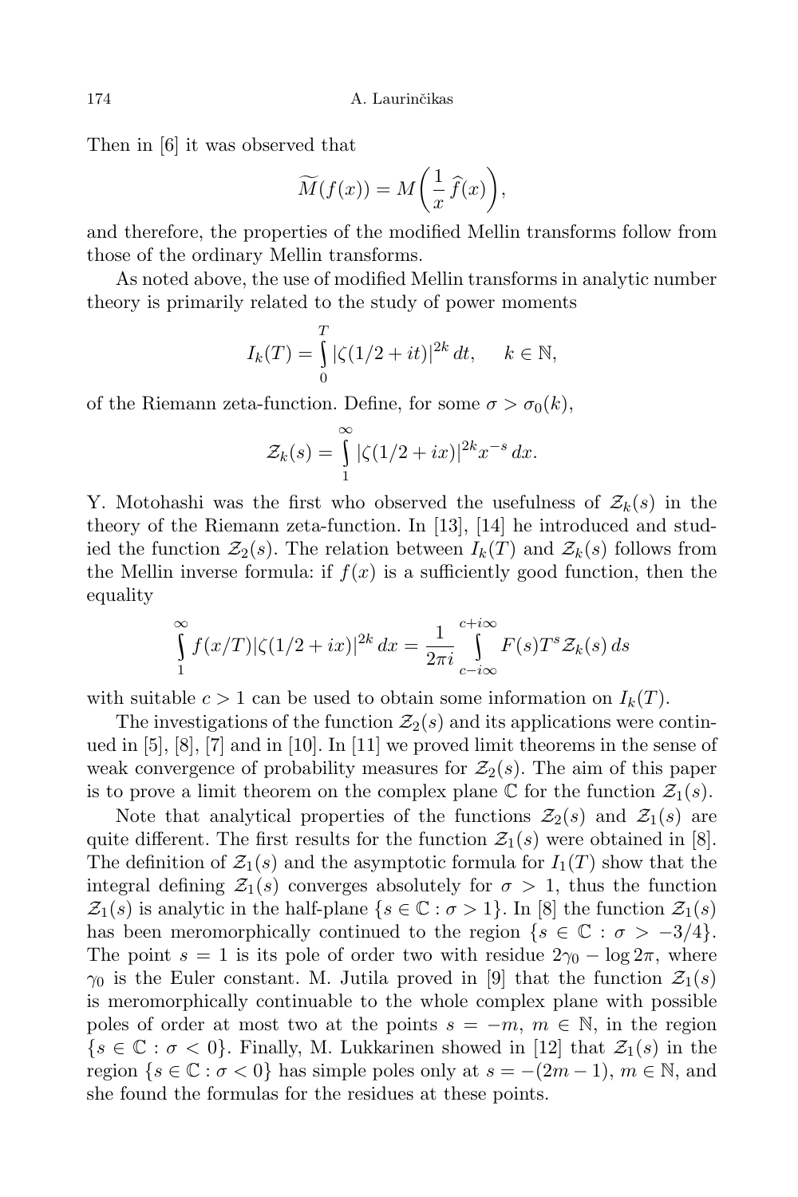Then in [6] it was observed that

$$\widetilde{M}(f(x)) = M\bigg(\frac{1}{x}\,\widehat{f}(x)\bigg),$$

and therefore, the properties of the modified Mellin transforms follow from those of the ordinary Mellin transforms.

As noted above, the use of modified Mellin transforms in analytic number theory is primarily related to the study of power moments

$$I_k(T) = \int\limits_0^T |\zeta(1/2+it)|^{2k}\,dt, \qquad k \in \mathbb{N},$$

of the Riemann zeta-function. Define, for some $\sigma > \sigma_0(k)$,

$$\mathcal{Z}_k(s) = \int\limits_1^\infty |\zeta(1/2+ix)|^{2k} x^{-s}\,dx.$$

Y. Motohashi was the first who observed the usefulness of $\mathcal{Z}_k(s)$ in the theory of the Riemann zeta-function. In [13], [14] he introduced and studied the function $\mathcal{Z}_2(s)$. The relation between $I_k(T)$ and $\mathcal{Z}_k(s)$ follows from the Mellin inverse formula: if $f(x)$ is a sufficiently good function, then the equality

$$\int\limits_1^\infty f(x/T)|\zeta(1/2+ix)|^{2k}\,dx = \frac{1}{2\pi i}\int\limits_{c-i\infty}^{c+i\infty} F(s)T^s \mathcal{Z}_k(s)\,ds$$

with suitable $c > 1$ can be used to obtain some information on $I_k(T)$.

The investigations of the function $\mathcal{Z}_2(s)$ and its applications were continued in [5], [8], [7] and in [10]. In [11] we proved limit theorems in the sense of weak convergence of probability measures for $\mathcal{Z}_2(s)$. The aim of this paper is to prove a limit theorem on the complex plane $\mathbb{C}$ for the function $\mathcal{Z}_1(s)$.

Note that analytical properties of the functions $\mathcal{Z}_2(s)$ and $\mathcal{Z}_1(s)$ are quite different. The first results for the function $\mathcal{Z}_1(s)$ were obtained in [8]. The definition of $\mathcal{Z}_1(s)$ and the asymptotic formula for $I_1(T)$ show that the integral defining $\mathcal{Z}_1(s)$ converges absolutely for $\sigma > 1$, thus the function $\mathcal{Z}_1(s)$ is analytic in the half-plane $\{s \in \mathbb{C} : \sigma > 1\}$. In [8] the function $\mathcal{Z}_1(s)$ has been meromorphically continued to the region $\{s \in \mathbb{C} : \sigma > -3/4\}$. The point $s = 1$ is its pole of order two with residue $2\gamma_0 - \log 2\pi$, where $\gamma_0$ is the Euler constant. M. Jutila proved in [9] that the function $\mathcal{Z}_1(s)$ is meromorphically continuable to the whole complex plane with possible poles of order at most two at the points $s = -m$, $m \in \mathbb{N}$, in the region $\{s \in \mathbb{C} : \sigma < 0\}$. Finally, M. Lukkarinen showed in [12] that $\mathcal{Z}_1(s)$ in the region $\{s \in \mathbb{C} : \sigma < 0\}$ has simple poles only at $s = -(2m-1)$, $m \in \mathbb{N}$, and she found the formulas for the residues at these points.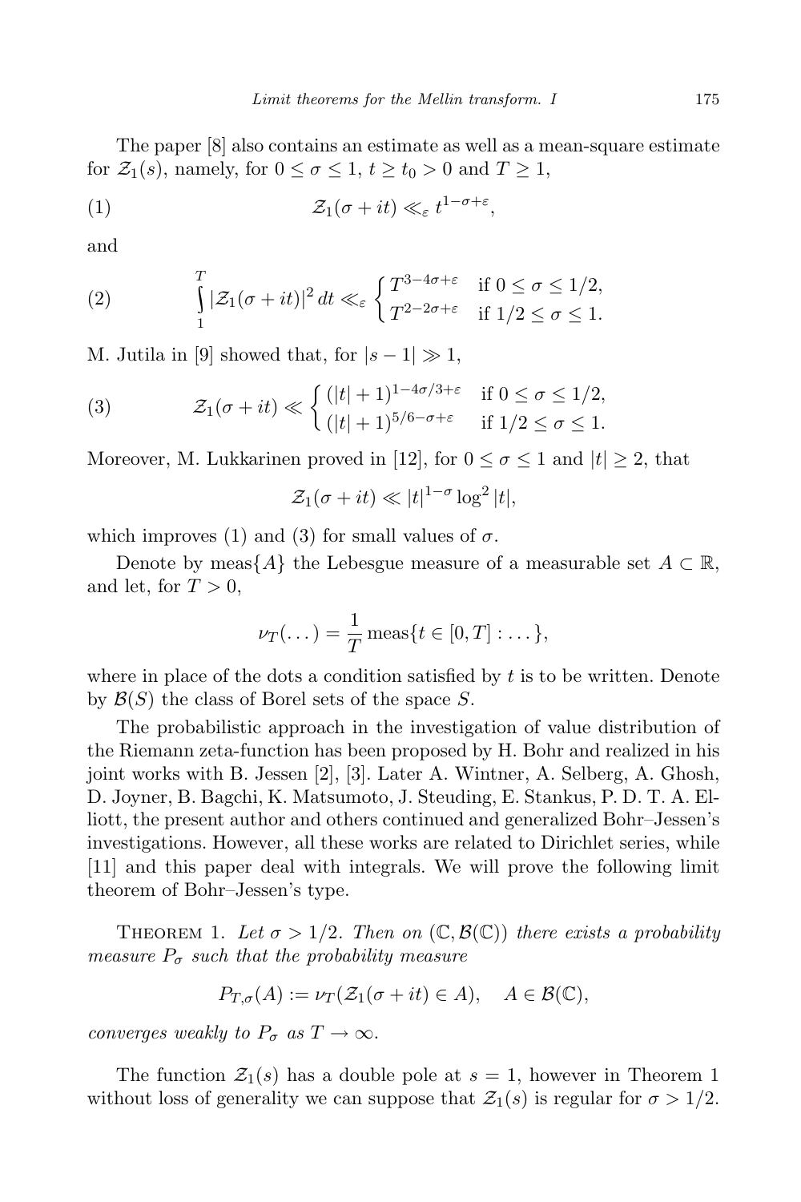The paper [8] also contains an estimate as well as a mean-square estimate for $\mathcal{Z}_1(s)$, namely, for $0 \le \sigma \le 1$, $t \ge t_0 > 0$ and $T \ge 1$,

$$\mathcal{Z}_1(\sigma + it) \ll_\varepsilon t^{1-\sigma+\varepsilon}, \tag{1}$$

and

$$\int_1^T |\mathcal{Z}_1(\sigma + it)|^2 \, dt \ll_\varepsilon \begin{cases} T^{3-4\sigma+\varepsilon} & \text{if } 0 \le \sigma \le 1/2, \\ T^{2-2\sigma+\varepsilon} & \text{if } 1/2 \le \sigma \le 1. \end{cases} \tag{2}$$

M. Jutila in [9] showed that, for $|s-1| \gg 1$,

$$\mathcal{Z}_1(\sigma + it) \ll \begin{cases} (|t|+1)^{1-4\sigma/3+\varepsilon} & \text{if } 0 \le \sigma \le 1/2, \\ (|t|+1)^{5/6-\sigma+\varepsilon} & \text{if } 1/2 \le \sigma \le 1. \end{cases} \tag{3}$$

Moreover, M. Lukkarinen proved in [12], for $0 \le \sigma \le 1$ and $|t| \ge 2$, that

$$\mathcal{Z}_1(\sigma + it) \ll |t|^{1-\sigma} \log^2 |t|,$$

which improves (1) and (3) for small values of $\sigma$.

Denote by $\operatorname{meas}\{A\}$ the Lebesgue measure of a measurable set $A \subset \mathbb{R}$, and let, for $T > 0$,

$$\nu_T(\dots) = \frac{1}{T} \operatorname{meas}\{t \in [0, T] : \dots\},$$

where in place of the dots a condition satisfied by $t$ is to be written. Denote by $\mathcal{B}(S)$ the class of Borel sets of the space $S$.

The probabilistic approach in the investigation of value distribution of the Riemann zeta-function has been proposed by H. Bohr and realized in his joint works with B. Jessen [2], [3]. Later A. Wintner, A. Selberg, A. Ghosh, D. Joyner, B. Bagchi, K. Matsumoto, J. Steuding, E. Stankus, P. D. T. A. Elliott, the present author and others continued and generalized Bohr–Jessen's investigations. However, all these works are related to Dirichlet series, while [11] and this paper deal with integrals. We will prove the following limit theorem of Bohr–Jessen's type.

Theorem 1. *Let $\sigma > 1/2$. Then on $(\mathbb{C}, \mathcal{B}(\mathbb{C}))$ there exists a probability measure $P_\sigma$ such that the probability measure*

$$P_{T,\sigma}(A) := \nu_T(\mathcal{Z}_1(\sigma + it) \in A), \quad A \in \mathcal{B}(\mathbb{C}),$$

*converges weakly to $P_\sigma$ as $T \to \infty$.*

The function $\mathcal{Z}_1(s)$ has a double pole at $s = 1$, however in Theorem 1 without loss of generality we can suppose that $\mathcal{Z}_1(s)$ is regular for $\sigma > 1/2$.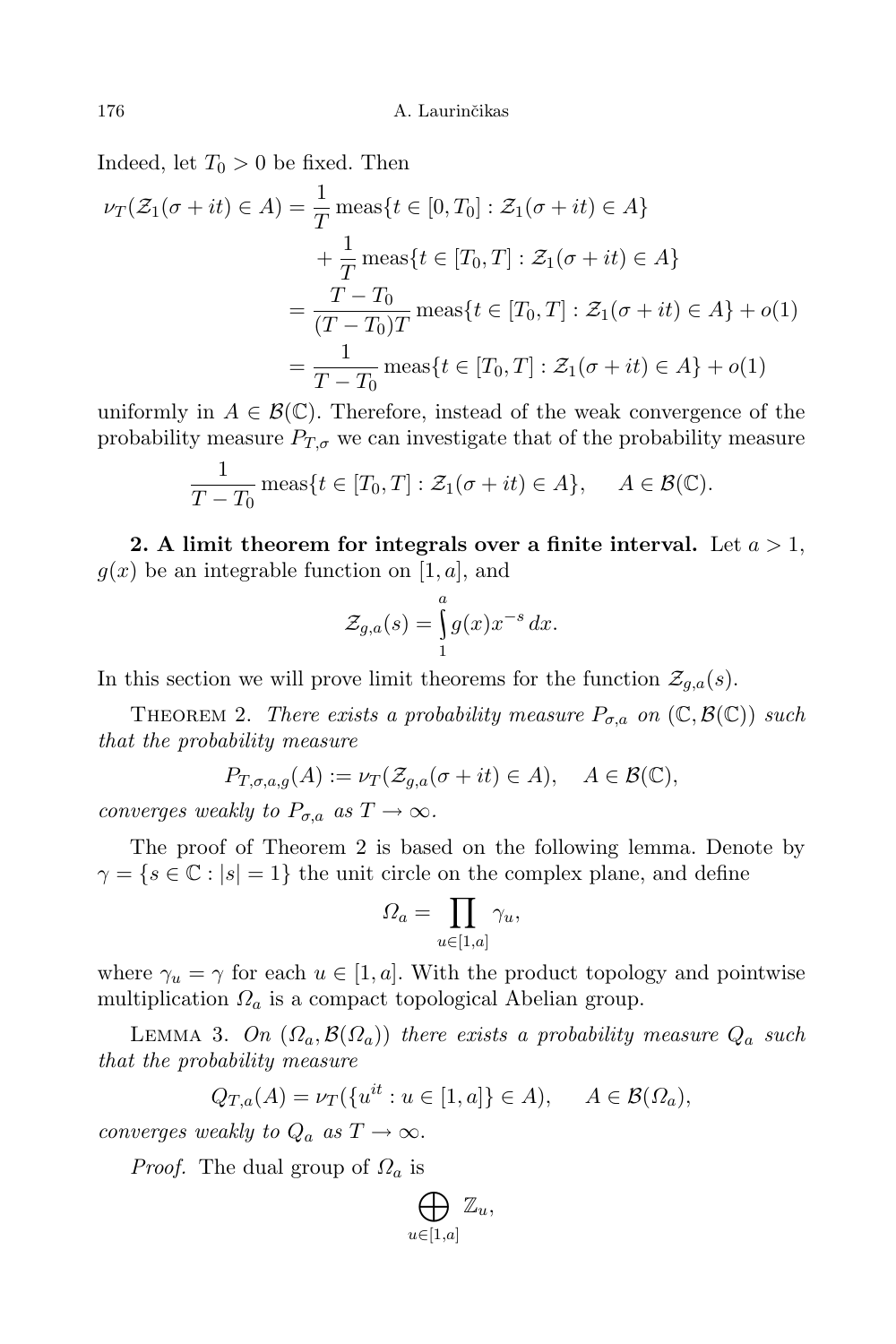Indeed, let $T_0 > 0$ be fixed. Then

$$\begin{aligned}
\nu_T(\mathcal{Z}_1(\sigma+it)\in A) &= \frac{1}{T}\operatorname{meas}\{t\in[0,T_0]:\mathcal{Z}_1(\sigma+it)\in A\}\\
&\quad+\frac{1}{T}\operatorname{meas}\{t\in[T_0,T]:\mathcal{Z}_1(\sigma+it)\in A\}\\
&=\frac{T-T_0}{(T-T_0)T}\operatorname{meas}\{t\in[T_0,T]:\mathcal{Z}_1(\sigma+it)\in A\}+o(1)\\
&=\frac{1}{T-T_0}\operatorname{meas}\{t\in[T_0,T]:\mathcal{Z}_1(\sigma+it)\in A\}+o(1)
\end{aligned}$$

uniformly in $A\in\mathcal{B}(\mathbb{C})$. Therefore, instead of the weak convergence of the probability measure $P_{T,\sigma}$ we can investigate that of the probability measure

$$\frac{1}{T-T_0}\operatorname{meas}\{t\in[T_0,T]:\mathcal{Z}_1(\sigma+it)\in A\},\qquad A\in\mathcal{B}(\mathbb{C}).$$

**2. A limit theorem for integrals over a finite interval.** Let $a>1$, $g(x)$ be an integrable function on $[1,a]$, and

$$\mathcal{Z}_{g,a}(s)=\int_1^a g(x)x^{-s}\,dx.$$

In this section we will prove limit theorems for the function $\mathcal{Z}_{g,a}(s)$.

THEOREM 2. *There exists a probability measure $P_{\sigma,a}$ on $(\mathbb{C},\mathcal{B}(\mathbb{C}))$ such that the probability measure*

$$P_{T,\sigma,a,g}(A):=\nu_T(\mathcal{Z}_{g,a}(\sigma+it)\in A),\quad A\in\mathcal{B}(\mathbb{C}),$$

*converges weakly to $P_{\sigma,a}$ as $T\to\infty$.*

The proof of Theorem 2 is based on the following lemma. Denote by $\gamma=\{s\in\mathbb{C}:|s|=1\}$ the unit circle on the complex plane, and define

$$\Omega_a=\prod_{u\in[1,a]}\gamma_u,$$

where $\gamma_u=\gamma$ for each $u\in[1,a]$. With the product topology and pointwise multiplication $\Omega_a$ is a compact topological Abelian group.

LEMMA 3. *On $(\Omega_a,\mathcal{B}(\Omega_a))$ there exists a probability measure $Q_a$ such that the probability measure*

$$Q_{T,a}(A)=\nu_T(\{u^{it}:u\in[1,a]\}\in A),\qquad A\in\mathcal{B}(\Omega_a),$$

*converges weakly to $Q_a$ as $T\to\infty$.*

*Proof.* The dual group of $\Omega_a$ is

$$\bigoplus_{u\in[1,a]}\mathbb{Z}_u,$$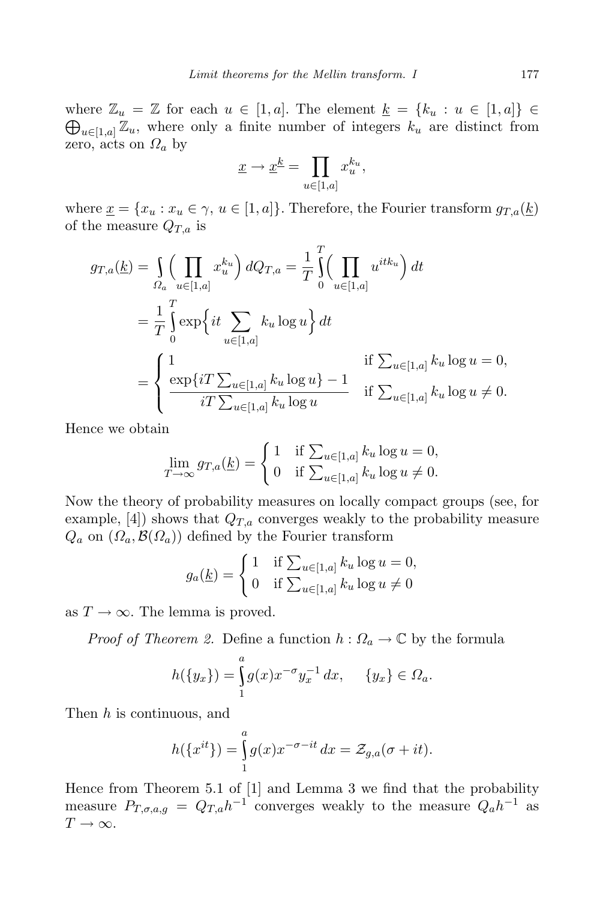where $\mathbb{Z}_u = \mathbb{Z}$ for each $u \in [1,a]$. The element $\underline{k} = \{k_u : u \in [1,a]\} \in \bigoplus_{u\in[1,a]} \mathbb{Z}_u$, where only a finite number of integers $k_u$ are distinct from zero, acts on $\Omega_a$ by

$$\underline{x} \to \underline{x}^{\underline{k}} = \prod_{u\in[1,a]} x_u^{k_u},$$

where $\underline{x} = \{x_u : x_u \in \gamma,\ u \in [1,a]\}$. Therefore, the Fourier transform $g_{T,a}(\underline{k})$ of the measure $Q_{T,a}$ is

$$\begin{aligned}
g_{T,a}(\underline{k}) &= \int_{\Omega_a} \Big( \prod_{u\in[1,a]} x_u^{k_u} \Big)\, dQ_{T,a} = \frac{1}{T}\int_0^T \Big( \prod_{u\in[1,a]} u^{itk_u} \Big)\, dt \\
&= \frac{1}{T}\int_0^T \exp\Big\{ it \sum_{u\in[1,a]} k_u \log u \Big\}\, dt \\
&= \begin{cases} 1 & \text{if } \sum_{u\in[1,a]} k_u \log u = 0, \\[2mm] \dfrac{\exp\{iT\sum_{u\in[1,a]} k_u \log u\} - 1}{iT\sum_{u\in[1,a]} k_u \log u} & \text{if } \sum_{u\in[1,a]} k_u \log u \neq 0. \end{cases}
\end{aligned}$$

Hence we obtain

$$\lim_{T\to\infty} g_{T,a}(\underline{k}) = \begin{cases} 1 & \text{if } \sum_{u\in[1,a]} k_u \log u = 0, \\ 0 & \text{if } \sum_{u\in[1,a]} k_u \log u \neq 0. \end{cases}$$

Now the theory of probability measures on locally compact groups (see, for example, [4]) shows that $Q_{T,a}$ converges weakly to the probability measure $Q_a$ on $(\Omega_a, \mathcal{B}(\Omega_a))$ defined by the Fourier transform

$$g_a(\underline{k}) = \begin{cases} 1 & \text{if } \sum_{u\in[1,a]} k_u \log u = 0, \\ 0 & \text{if } \sum_{u\in[1,a]} k_u \log u \neq 0 \end{cases}$$

as $T \to \infty$. The lemma is proved.

*Proof of Theorem 2.* Define a function $h : \Omega_a \to \mathbb{C}$ by the formula

$$h(\{y_x\}) = \int_1^a g(x) x^{-\sigma} y_x^{-1}\, dx, \qquad \{y_x\} \in \Omega_a.$$

Then $h$ is continuous, and

$$h(\{x^{it}\}) = \int_1^a g(x) x^{-\sigma-it}\, dx = \mathcal{Z}_{g,a}(\sigma + it).$$

Hence from Theorem 5.1 of [1] and Lemma 3 we find that the probability measure $P_{T,\sigma,a,g} = Q_{T,a}h^{-1}$ converges weakly to the measure $Q_a h^{-1}$ as $T \to \infty$.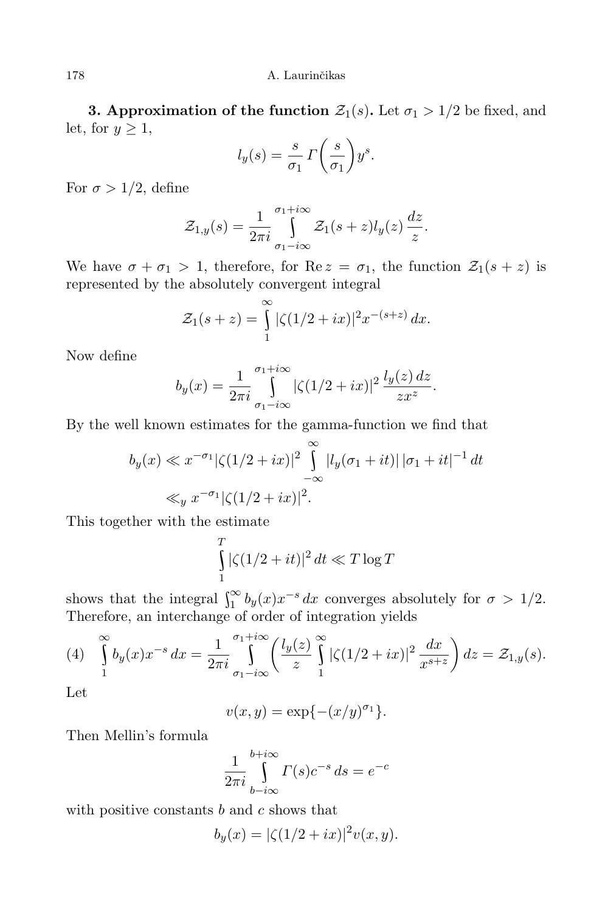**3. Approximation of the function $\mathcal{Z}_1(s)$.** Let $\sigma_1 > 1/2$ be fixed, and let, for $y \geq 1$,

$$l_y(s) = \frac{s}{\sigma_1}\, \Gamma\biggl(\frac{s}{\sigma_1}\biggr) y^s.$$

For $\sigma > 1/2$, define

$$\mathcal{Z}_{1,y}(s) = \frac{1}{2\pi i} \int\limits_{\sigma_1 - i\infty}^{\sigma_1 + i\infty} \mathcal{Z}_1(s+z) l_y(z)\, \frac{dz}{z}.$$

We have $\sigma + \sigma_1 > 1$, therefore, for $\operatorname{Re} z = \sigma_1$, the function $\mathcal{Z}_1(s+z)$ is represented by the absolutely convergent integral

$$\mathcal{Z}_1(s+z) = \int\limits_1^{\infty} |\zeta(1/2+ix)|^2 x^{-(s+z)}\, dx.$$

Now define

$$b_y(x) = \frac{1}{2\pi i} \int\limits_{\sigma_1 - i\infty}^{\sigma_1 + i\infty} |\zeta(1/2+ix)|^2\, \frac{l_y(z)\, dz}{z x^z}.$$

By the well known estimates for the gamma-function we find that

$$\begin{aligned} b_y(x) &\ll x^{-\sigma_1} |\zeta(1/2+ix)|^2 \int\limits_{-\infty}^{\infty} |l_y(\sigma_1+it)|\, |\sigma_1+it|^{-1}\, dt \\ &\ll_y x^{-\sigma_1} |\zeta(1/2+ix)|^2. \end{aligned}$$

This together with the estimate

$$\int\limits_1^T |\zeta(1/2+it)|^2\, dt \ll T \log T$$

shows that the integral $\int_1^\infty b_y(x) x^{-s}\, dx$ converges absolutely for $\sigma > 1/2$. Therefore, an interchange of order of integration yields

$$\int\limits_1^{\infty} b_y(x) x^{-s}\, dx = \frac{1}{2\pi i} \int\limits_{\sigma_1 - i\infty}^{\sigma_1 + i\infty} \biggl( \frac{l_y(z)}{z} \int\limits_1^{\infty} |\zeta(1/2+ix)|^2\, \frac{dx}{x^{s+z}} \biggr)\, dz = \mathcal{Z}_{1,y}(s). \tag{4}$$

Let

$$v(x,y) = \exp\{-(x/y)^{\sigma_1}\}.$$

Then Mellin's formula

$$\frac{1}{2\pi i} \int\limits_{b-i\infty}^{b+i\infty} \Gamma(s) c^{-s}\, ds = e^{-c}$$

with positive constants $b$ and $c$ shows that

$$b_y(x) = |\zeta(1/2+ix)|^2 v(x,y).$$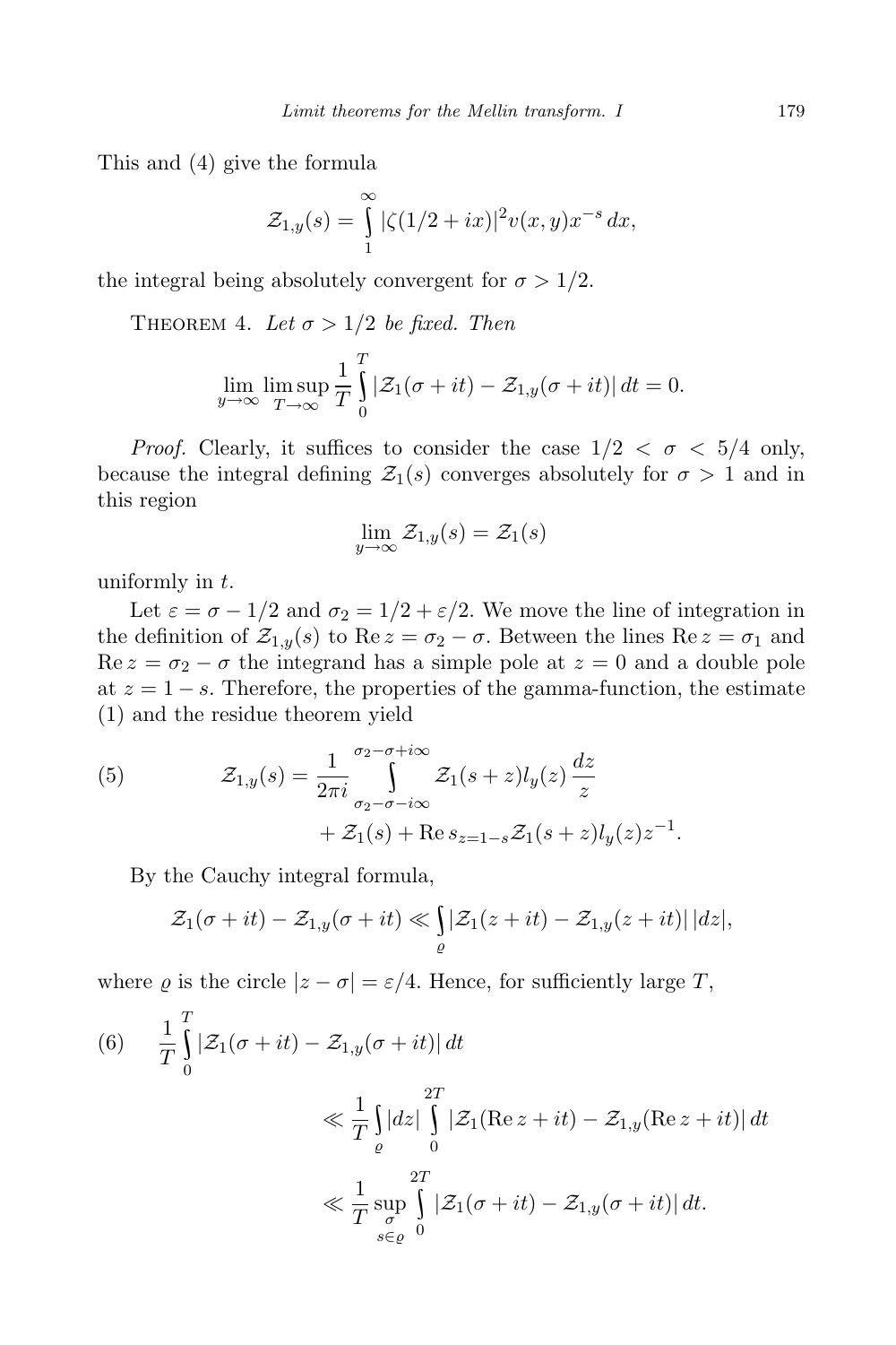This and (4) give the formula

$$\mathcal{Z}_{1,y}(s) = \int_1^\infty |\zeta(1/2+ix)|^2 v(x,y) x^{-s}\, dx,$$

the integral being absolutely convergent for $\sigma > 1/2$.

THEOREM 4. *Let $\sigma > 1/2$ be fixed. Then*

$$\lim_{y\to\infty} \limsup_{T\to\infty} \frac{1}{T} \int_0^T |\mathcal{Z}_1(\sigma+it) - \mathcal{Z}_{1,y}(\sigma+it)|\, dt = 0.$$

*Proof.* Clearly, it suffices to consider the case $1/2 < \sigma < 5/4$ only, because the integral defining $\mathcal{Z}_1(s)$ converges absolutely for $\sigma > 1$ and in this region

$$\lim_{y\to\infty} \mathcal{Z}_{1,y}(s) = \mathcal{Z}_1(s)$$

uniformly in $t$.

Let $\varepsilon = \sigma - 1/2$ and $\sigma_2 = 1/2 + \varepsilon/2$. We move the line of integration in the definition of $\mathcal{Z}_{1,y}(s)$ to $\operatorname{Re} z = \sigma_2 - \sigma$. Between the lines $\operatorname{Re} z = \sigma_1$ and $\operatorname{Re} z = \sigma_2 - \sigma$ the integrand has a simple pole at $z = 0$ and a double pole at $z = 1 - s$. Therefore, the properties of the gamma-function, the estimate (1) and the residue theorem yield

$$\mathcal{Z}_{1,y}(s) = \frac{1}{2\pi i} \int_{\sigma_2-\sigma-i\infty}^{\sigma_2-\sigma+i\infty} \mathcal{Z}_1(s+z) l_y(z) \frac{dz}{z} + \mathcal{Z}_1(s) + \operatorname{Re} s_{z=1-s} \mathcal{Z}_1(s+z) l_y(z) z^{-1}. \tag{5}$$

By the Cauchy integral formula,

$$\mathcal{Z}_1(\sigma+it) - \mathcal{Z}_{1,y}(\sigma+it) \ll \int_\varrho |\mathcal{Z}_1(z+it) - \mathcal{Z}_{1,y}(z+it)|\, |dz|,$$

where $\varrho$ is the circle $|z-\sigma| = \varepsilon/4$. Hence, for sufficiently large $T$,

$$\begin{aligned} \frac{1}{T} \int_0^T |\mathcal{Z}_1(\sigma+it) - \mathcal{Z}_{1,y}(\sigma+it)|\, dt & \\ \ll \frac{1}{T} \int_\varrho |dz| \int_0^{2T} |\mathcal{Z}_1(\operatorname{Re} z+it) - \mathcal{Z}_{1,y}(\operatorname{Re} z+it)|\, dt & \\ \ll \frac{1}{T} \sup_{\substack{\sigma \\ s\in\varrho}} \int_0^{2T} |\mathcal{Z}_1(\sigma+it) - \mathcal{Z}_{1,y}(\sigma+it)|\, dt. & \end{aligned} \tag{6}$$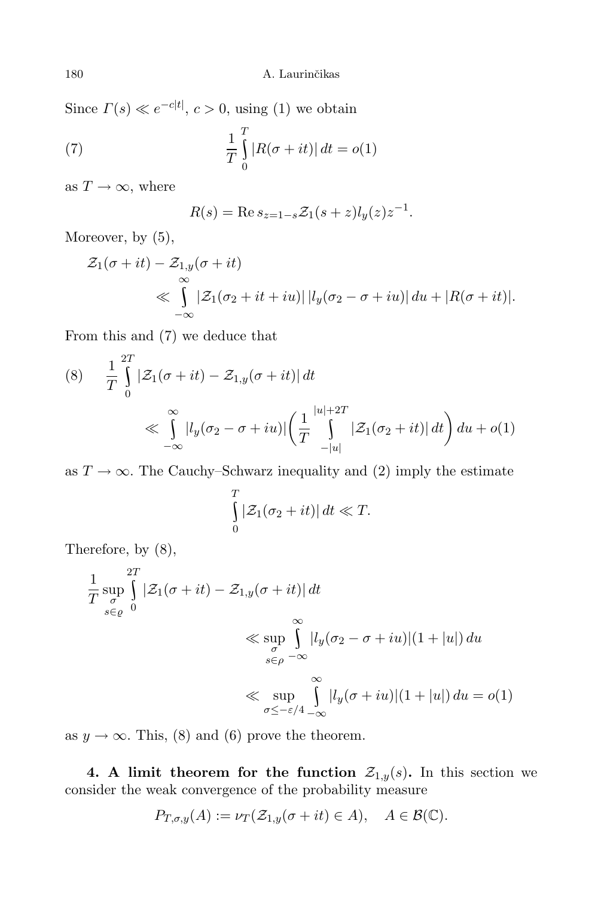Since $\Gamma(s) \ll e^{-c|t|}$, $c > 0$, using (1) we obtain

$$\frac{1}{T}\int_0^T |R(\sigma+it)|\,dt = o(1) \tag{7}$$

as $T \to \infty$, where

$$R(s) = \operatorname{Re} s_{z=1-s} \mathcal{Z}_1(s+z) l_y(z) z^{-1}.$$

Moreover, by (5),

$$\begin{aligned}
&\mathcal{Z}_1(\sigma+it) - \mathcal{Z}_{1,y}(\sigma+it) \\
&\qquad \ll \int_{-\infty}^{\infty} |\mathcal{Z}_1(\sigma_2+it+iu)|\,|l_y(\sigma_2-\sigma+iu)|\,du + |R(\sigma+it)|.
\end{aligned}$$

From this and (7) we deduce that

$$\begin{aligned}
&\frac{1}{T}\int_0^{2T} |\mathcal{Z}_1(\sigma+it) - \mathcal{Z}_{1,y}(\sigma+it)|\,dt \\
&\qquad \ll \int_{-\infty}^{\infty} |l_y(\sigma_2-\sigma+iu)| \bigg(\frac{1}{T}\int_{-|u|}^{|u|+2T} |\mathcal{Z}_1(\sigma_2+it)|\,dt\bigg)\,du + o(1)
\end{aligned} \tag{8}$$

as $T \to \infty$. The Cauchy–Schwarz inequality and (2) imply the estimate

$$\int_0^T |\mathcal{Z}_1(\sigma_2+it)|\,dt \ll T.$$

Therefore, by (8),

$$\begin{aligned}
&\frac{1}{T}\sup_{\substack{\sigma \\ s\in\varrho}} \int_0^{2T} |\mathcal{Z}_1(\sigma+it) - \mathcal{Z}_{1,y}(\sigma+it)|\,dt \\
&\qquad\qquad \ll \sup_{\substack{\sigma \\ s\in\rho}} \int_{-\infty}^{\infty} |l_y(\sigma_2-\sigma+iu)|(1+|u|)\,du \\
&\qquad\qquad \ll \sup_{\sigma\le -\varepsilon/4} \int_{-\infty}^{\infty} |l_y(\sigma+iu)|(1+|u|)\,du = o(1)
\end{aligned}$$

as $y \to \infty$. This, (8) and (6) prove the theorem.

**4. A limit theorem for the function $\mathcal{Z}_{1,y}(s)$.** In this section we consider the weak convergence of the probability measure

$$P_{T,\sigma,y}(A) := \nu_T(\mathcal{Z}_{1,y}(\sigma+it) \in A), \quad A \in \mathcal{B}(\mathbb{C}).$$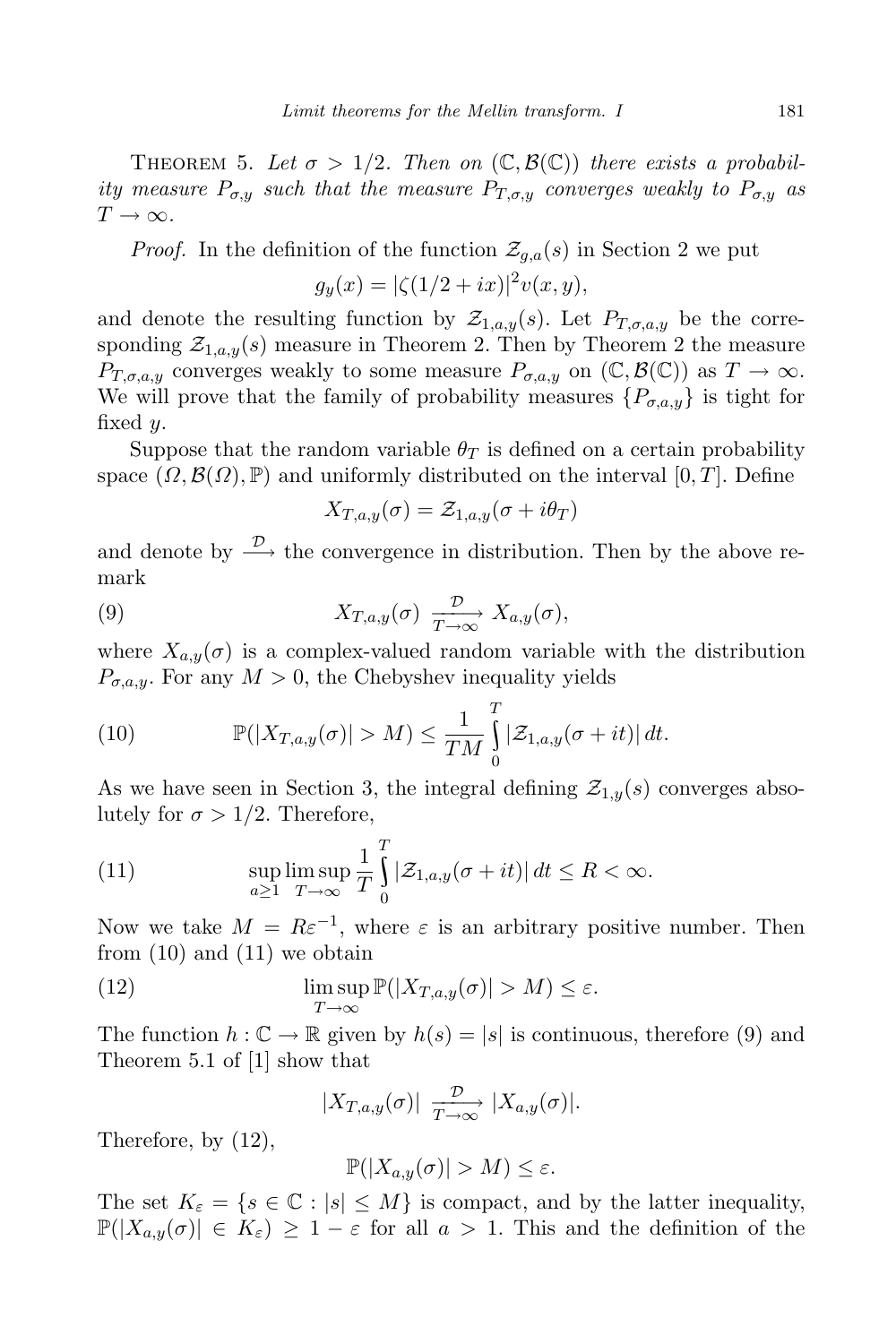THEOREM 5. *Let $\sigma > 1/2$. Then on $(\mathbb{C}, \mathcal{B}(\mathbb{C}))$ there exists a probability measure $P_{\sigma,y}$ such that the measure $P_{T,\sigma,y}$ converges weakly to $P_{\sigma,y}$ as $T \to \infty$.*

*Proof.* In the definition of the function $\mathcal{Z}_{g,a}(s)$ in Section 2 we put

$$g_y(x) = |\zeta(1/2 + ix)|^2 v(x, y),$$

and denote the resulting function by $\mathcal{Z}_{1,a,y}(s)$. Let $P_{T,\sigma,a,y}$ be the corresponding $\mathcal{Z}_{1,a,y}(s)$ measure in Theorem 2. Then by Theorem 2 the measure $P_{T,\sigma,a,y}$ converges weakly to some measure $P_{\sigma,a,y}$ on $(\mathbb{C}, \mathcal{B}(\mathbb{C}))$ as $T \to \infty$. We will prove that the family of probability measures $\{P_{\sigma,a,y}\}$ is tight for fixed $y$.

Suppose that the random variable $\theta_T$ is defined on a certain probability space $(\Omega, \mathcal{B}(\Omega), \mathbb{P})$ and uniformly distributed on the interval $[0, T]$. Define

$$X_{T,a,y}(\sigma) = \mathcal{Z}_{1,a,y}(\sigma + i\theta_T)$$

and denote by $\xrightarrow{\mathcal{D}}$ the convergence in distribution. Then by the above remark

$$X_{T,a,y}(\sigma) \xrightarrow[T\to\infty]{\mathcal{D}} X_{a,y}(\sigma), \tag{9}$$

where $X_{a,y}(\sigma)$ is a complex-valued random variable with the distribution $P_{\sigma,a,y}$. For any $M > 0$, the Chebyshev inequality yields

$$\mathbb{P}(|X_{T,a,y}(\sigma)| > M) \le \frac{1}{TM} \int_0^T |\mathcal{Z}_{1,a,y}(\sigma + it)|\, dt. \tag{10}$$

As we have seen in Section 3, the integral defining $\mathcal{Z}_{1,y}(s)$ converges absolutely for $\sigma > 1/2$. Therefore,

$$\sup_{a\ge 1} \limsup_{T\to\infty} \frac{1}{T} \int_0^T |\mathcal{Z}_{1,a,y}(\sigma + it)|\, dt \le R < \infty. \tag{11}$$

Now we take $M = R\varepsilon^{-1}$, where $\varepsilon$ is an arbitrary positive number. Then from (10) and (11) we obtain

$$\limsup_{T\to\infty} \mathbb{P}(|X_{T,a,y}(\sigma)| > M) \le \varepsilon. \tag{12}$$

The function $h : \mathbb{C} \to \mathbb{R}$ given by $h(s) = |s|$ is continuous, therefore (9) and Theorem 5.1 of [1] show that

$$|X_{T,a,y}(\sigma)| \xrightarrow[T\to\infty]{\mathcal{D}} |X_{a,y}(\sigma)|.$$

Therefore, by (12),

$$\mathbb{P}(|X_{a,y}(\sigma)| > M) \le \varepsilon.$$

The set $K_\varepsilon = \{s \in \mathbb{C} : |s| \le M\}$ is compact, and by the latter inequality, $\mathbb{P}(|X_{a,y}(\sigma)| \in K_\varepsilon) \ge 1 - \varepsilon$ for all $a > 1$. This and the definition of the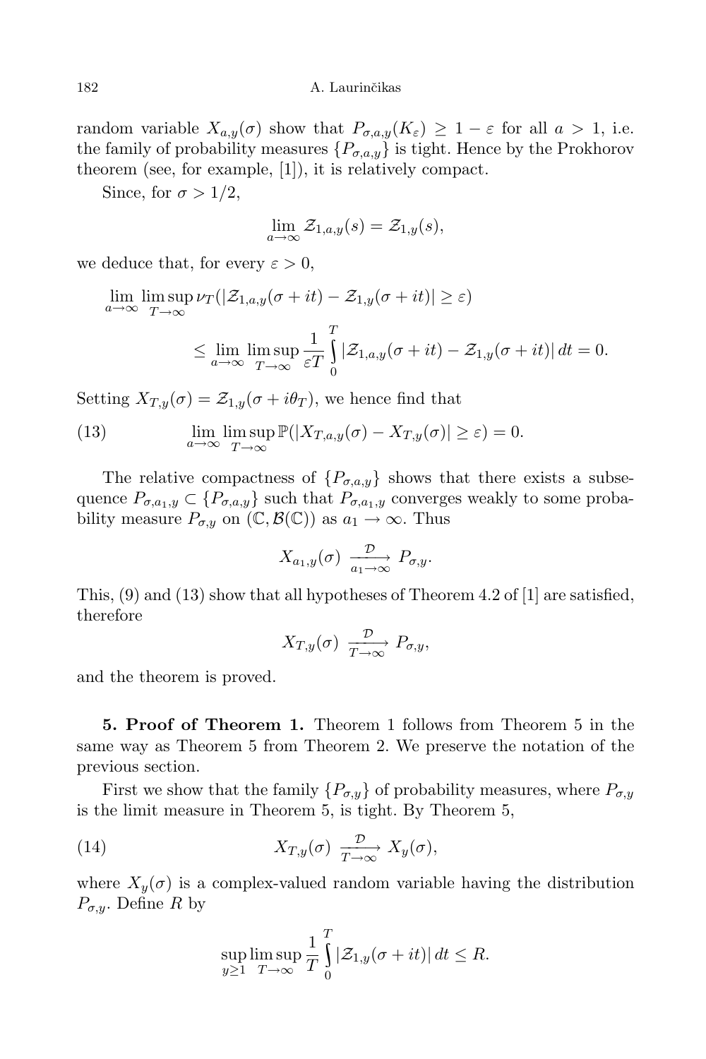random variable $X_{a,y}(\sigma)$ show that $P_{\sigma,a,y}(K_\varepsilon) \geq 1-\varepsilon$ for all $a > 1$, i.e. the family of probability measures $\{P_{\sigma,a,y}\}$ is tight. Hence by the Prokhorov theorem (see, for example, [1]), it is relatively compact.

Since, for $\sigma > 1/2$,

$$\lim_{a\to\infty} \mathcal{Z}_{1,a,y}(s) = \mathcal{Z}_{1,y}(s),$$

we deduce that, for every $\varepsilon > 0$,

$$\lim_{a\to\infty} \limsup_{T\to\infty} \nu_T(|\mathcal{Z}_{1,a,y}(\sigma+it) - \mathcal{Z}_{1,y}(\sigma+it)| \geq \varepsilon) \leq \lim_{a\to\infty} \limsup_{T\to\infty} \frac{1}{\varepsilon T}\int_0^T |\mathcal{Z}_{1,a,y}(\sigma+it) - \mathcal{Z}_{1,y}(\sigma+it)|\,dt = 0.$$

Setting $X_{T,y}(\sigma) = \mathcal{Z}_{1,y}(\sigma+i\theta_T)$, we hence find that

$$\lim_{a\to\infty} \limsup_{T\to\infty} \mathbb{P}(|X_{T,a,y}(\sigma) - X_{T,y}(\sigma)| \geq \varepsilon) = 0. \tag{13}$$

The relative compactness of $\{P_{\sigma,a,y}\}$ shows that there exists a subsequence $P_{\sigma,a_1,y} \subset \{P_{\sigma,a,y}\}$ such that $P_{\sigma,a_1,y}$ converges weakly to some probability measure $P_{\sigma,y}$ on $(\mathbb{C}, \mathcal{B}(\mathbb{C}))$ as $a_1 \to \infty$. Thus

$$X_{a_1,y}(\sigma) \xrightarrow[a_1\to\infty]{\mathcal{D}} P_{\sigma,y}.$$

This, (9) and (13) show that all hypotheses of Theorem 4.2 of [1] are satisfied, therefore

$$X_{T,y}(\sigma) \xrightarrow[T\to\infty]{\mathcal{D}} P_{\sigma,y},$$

and the theorem is proved.

**5. Proof of Theorem 1.** Theorem 1 follows from Theorem 5 in the same way as Theorem 5 from Theorem 2. We preserve the notation of the previous section.

First we show that the family $\{P_{\sigma,y}\}$ of probability measures, where $P_{\sigma,y}$ is the limit measure in Theorem 5, is tight. By Theorem 5,

$$X_{T,y}(\sigma) \xrightarrow[T\to\infty]{\mathcal{D}} X_y(\sigma), \tag{14}$$

where $X_y(\sigma)$ is a complex-valued random variable having the distribution $P_{\sigma,y}$. Define $R$ by

$$\sup_{y\geq 1} \limsup_{T\to\infty} \frac{1}{T}\int_0^T |\mathcal{Z}_{1,y}(\sigma+it)|\,dt \leq R.$$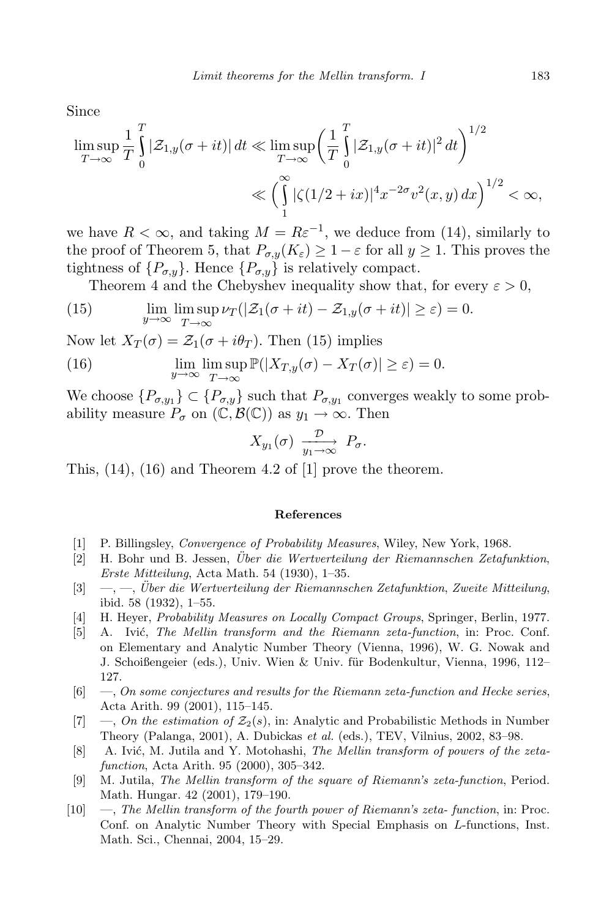Since

$$\limsup_{T\to\infty} \frac{1}{T}\int_0^T |\mathcal{Z}_{1,y}(\sigma+it)|\,dt \ll \limsup_{T\to\infty}\bigg(\frac{1}{T}\int_0^T |\mathcal{Z}_{1,y}(\sigma+it)|^2\,dt\bigg)^{1/2} \ll \Big(\int_1^\infty |\zeta(1/2+ix)|^4 x^{-2\sigma} v^2(x,y)\,dx\Big)^{1/2} < \infty,$$

we have $R<\infty$, and taking $M = R\varepsilon^{-1}$, we deduce from (14), similarly to the proof of Theorem 5, that $P_{\sigma,y}(K_\varepsilon) \ge 1-\varepsilon$ for all $y\ge 1$. This proves the tightness of $\{P_{\sigma,y}\}$. Hence $\{P_{\sigma,y}\}$ is relatively compact.

Theorem 4 and the Chebyshev inequality show that, for every $\varepsilon>0$,

$$\lim_{y\to\infty}\limsup_{T\to\infty} \nu_T(|\mathcal{Z}_1(\sigma+it)-\mathcal{Z}_{1,y}(\sigma+it)|\ge\varepsilon) = 0. \tag{15}$$

Now let $X_T(\sigma) = \mathcal{Z}_1(\sigma+i\theta_T)$. Then (15) implies

$$\lim_{y\to\infty}\limsup_{T\to\infty} \mathbb{P}(|X_{T,y}(\sigma)-X_T(\sigma)|\ge\varepsilon) = 0. \tag{16}$$

We choose $\{P_{\sigma,y_1}\}\subset\{P_{\sigma,y}\}$ such that $P_{\sigma,y_1}$ converges weakly to some probability measure $P_\sigma$ on $(\mathbb{C},\mathcal{B}(\mathbb{C}))$ as $y_1\to\infty$. Then

$$X_{y_1}(\sigma) \xrightarrow[y_1\to\infty]{\mathcal{D}} P_\sigma.$$

This, (14), (16) and Theorem 4.2 of [1] prove the theorem.

### References

[1] P. Billingsley, *Convergence of Probability Measures*, Wiley, New York, 1968.

[2] H. Bohr und B. Jessen, *Über die Wertverteilung der Riemannschen Zetafunktion, Erste Mitteilung*, Acta Math. 54 (1930), 1–35.

[3] —, —, *Über die Wertverteilung der Riemannschen Zetafunktion, Zweite Mitteilung*, ibid. 58 (1932), 1–55.

[4] H. Heyer, *Probability Measures on Locally Compact Groups*, Springer, Berlin, 1977.

[5] A. Ivić, *The Mellin transform and the Riemann zeta-function*, in: Proc. Conf. on Elementary and Analytic Number Theory (Vienna, 1996), W. G. Nowak and J. Schoißengeier (eds.), Univ. Wien & Univ. für Bodenkultur, Vienna, 1996, 112–127.

[6] —, *On some conjectures and results for the Riemann zeta-function and Hecke series*, Acta Arith. 99 (2001), 115–145.

[7] —, *On the estimation of $\mathcal{Z}_2(s)$*, in: Analytic and Probabilistic Methods in Number Theory (Palanga, 2001), A. Dubickas *et al.* (eds.), TEV, Vilnius, 2002, 83–98.

[8] A. Ivić, M. Jutila and Y. Motohashi, *The Mellin transform of powers of the zeta-function*, Acta Arith. 95 (2000), 305–342.

[9] M. Jutila, *The Mellin transform of the square of Riemann's zeta-function*, Period. Math. Hungar. 42 (2001), 179–190.

[10] —, *The Mellin transform of the fourth power of Riemann's zeta- function*, in: Proc. Conf. on Analytic Number Theory with Special Emphasis on $L$-functions, Inst. Math. Sci., Chennai, 2004, 15–29.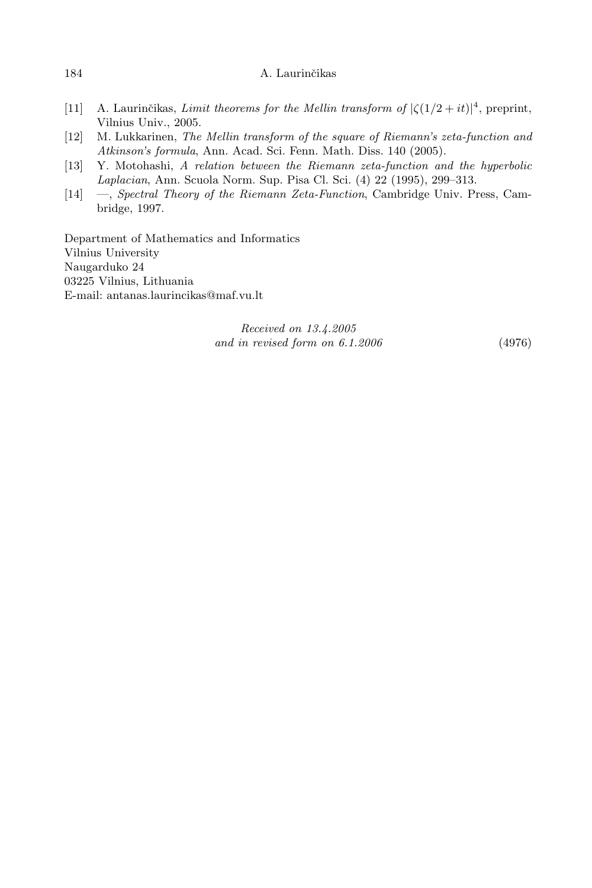[11] A. Laurinčikas, *Limit theorems for the Mellin transform of* $|\zeta(1/2+it)|^4$, preprint, Vilnius Univ., 2005.

[12] M. Lukkarinen, *The Mellin transform of the square of Riemann's zeta-function and Atkinson's formula*, Ann. Acad. Sci. Fenn. Math. Diss. 140 (2005).

[13] Y. Motohashi, *A relation between the Riemann zeta-function and the hyperbolic Laplacian*, Ann. Scuola Norm. Sup. Pisa Cl. Sci. (4) 22 (1995), 299–313.

[14] —, *Spectral Theory of the Riemann Zeta-Function*, Cambridge Univ. Press, Cambridge, 1997.

Department of Mathematics and Informatics
Vilnius University
Naugarduko 24
03225 Vilnius, Lithuania
E-mail: antanas.laurincikas@maf.vu.lt

*Received on 13.4.2005*
*and in revised form on 6.1.2006* (4976)